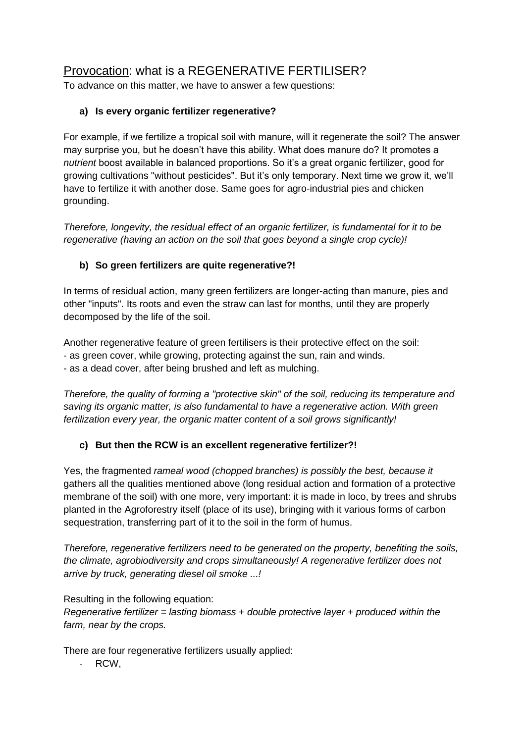# <u>Provocation</u>: what is a REGENERATIVE FERTILISER?

To advance on this matter, we have to answer a few questions:

**a) Is every organic fertilizer regenerative?**

For example, if we fertilize a tropical soil with manure, will it regenerate the soil? The answer may surprise you, but he doesn't have this ability. What does manure do? It promotes a *nutrient* boost available in balanced proportions. So it's a great organic fertilizer, good for growing cultivations "without pesticides". But it's only temporary. Next time we grow it, we'll have to fertilize it with another dose. Same goes for agro-industrial pies and chicken grounding.

*Therefore, longevity, the residual effect of an organic fertilizer, is fundamental for it to be regenerative (having an action on the soil that goes beyond a single crop cycle)!*

**b) So green fertilizers are quite regenerative?!**

In terms of residual action, many green fertilizers are longer-acting than manure, pies and other "inputs". Its roots and even the straw can last for months, until they are properly decomposed by the life of the soil.

Another regenerative feature of green fertilisers is their protective effect on the soil:
- as green cover, while growing, protecting against the sun, rain and winds.
- as a dead cover, after being brushed and left as mulching.

*Therefore, the quality of forming a "protective skin" of the soil, reducing its temperature and saving its organic matter, is also fundamental to have a regenerative action. With green fertilization every year, the organic matter content of a soil grows significantly!*

**c) But then the RCW is an excellent regenerative fertilizer?!**

Yes, the fragmented *rameal wood (chopped branches) is possibly the best, because it* gathers all the qualities mentioned above (long residual action and formation of a protective membrane of the soil) with one more, very important: it is made in loco, by trees and shrubs planted in the Agroforestry itself (place of its use), bringing with it various forms of carbon sequestration, transferring part of it to the soil in the form of humus.

*Therefore, regenerative fertilizers need to be generated on the property, benefiting the soils, the climate, agrobiodiversity and crops simultaneously! A regenerative fertilizer does not arrive by truck, generating diesel oil smoke ...!*

Resulting in the following equation:
*Regenerative fertilizer = lasting biomass + double protective layer + produced within the farm, near by the crops.*

There are four regenerative fertilizers usually applied:
- RCW,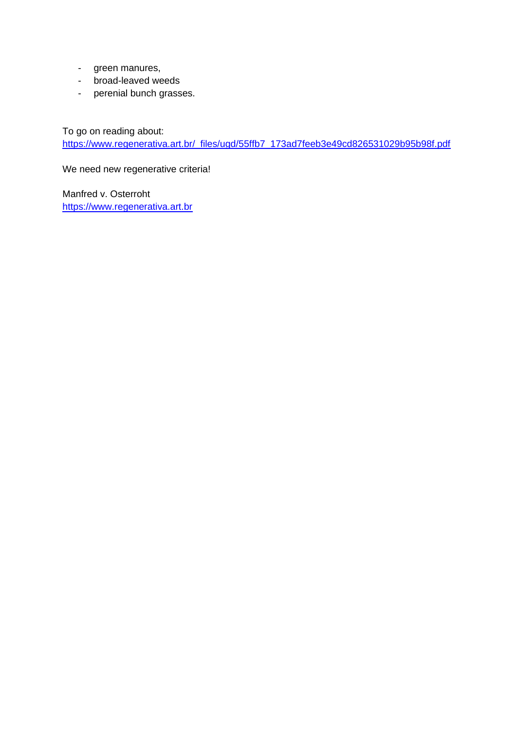- green manures,
- broad-leaved weeds
- perenial bunch grasses.

To go on reading about:
https://www.regenerativa.art.br/_files/ugd/55ffb7_173ad7feeb3e49cd826531029b95b98f.pdf

We need new regenerative criteria!

Manfred v. Osterroht
https://www.regenerativa.art.br